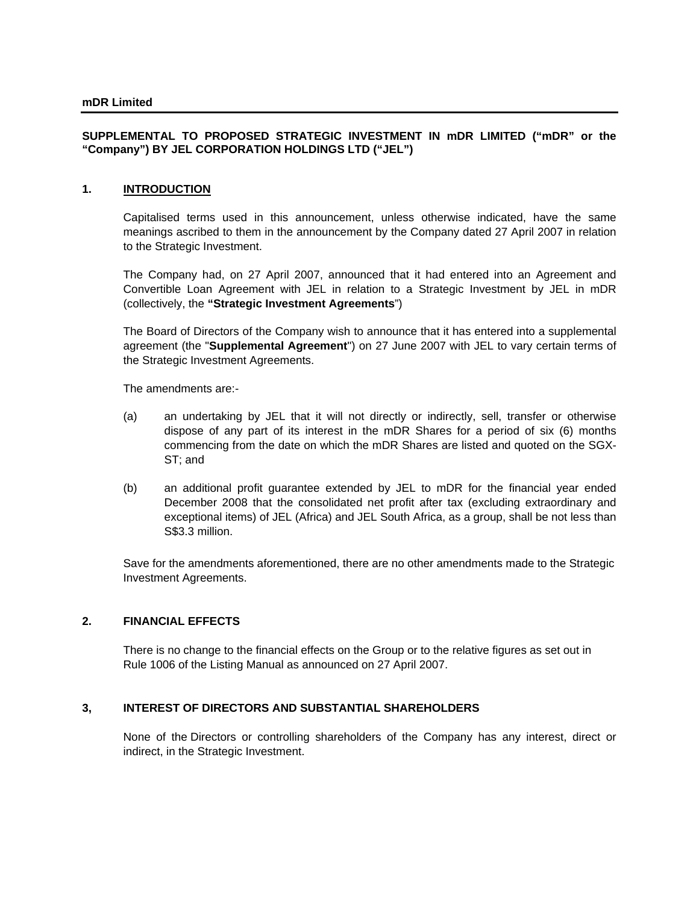**mDR Limited**

**SUPPLEMENTAL TO PROPOSED STRATEGIC INVESTMENT IN mDR LIMITED ("mDR" or the "Company") BY JEL CORPORATION HOLDINGS LTD ("JEL")**

## 1. INTRODUCTION

Capitalised terms used in this announcement, unless otherwise indicated, have the same meanings ascribed to them in the announcement by the Company dated 27 April 2007 in relation to the Strategic Investment.

The Company had, on 27 April 2007, announced that it had entered into an Agreement and Convertible Loan Agreement with JEL in relation to a Strategic Investment by JEL in mDR (collectively, the **"Strategic Investment Agreements**")

The Board of Directors of the Company wish to announce that it has entered into a supplemental agreement (the "**Supplemental Agreement**") on 27 June 2007 with JEL to vary certain terms of the Strategic Investment Agreements.

The amendments are:-

(a) an undertaking by JEL that it will not directly or indirectly, sell, transfer or otherwise dispose of any part of its interest in the mDR Shares for a period of six (6) months commencing from the date on which the mDR Shares are listed and quoted on the SGX-ST; and

(b) an additional profit guarantee extended by JEL to mDR for the financial year ended December 2008 that the consolidated net profit after tax (excluding extraordinary and exceptional items) of JEL (Africa) and JEL South Africa, as a group, shall be not less than S$3.3 million.

Save for the amendments aforementioned, there are no other amendments made to the Strategic Investment Agreements.

## 2. FINANCIAL EFFECTS

There is no change to the financial effects on the Group or to the relative figures as set out in Rule 1006 of the Listing Manual as announced on 27 April 2007.

## 3, INTEREST OF DIRECTORS AND SUBSTANTIAL SHAREHOLDERS

None of the Directors or controlling shareholders of the Company has any interest, direct or indirect, in the Strategic Investment.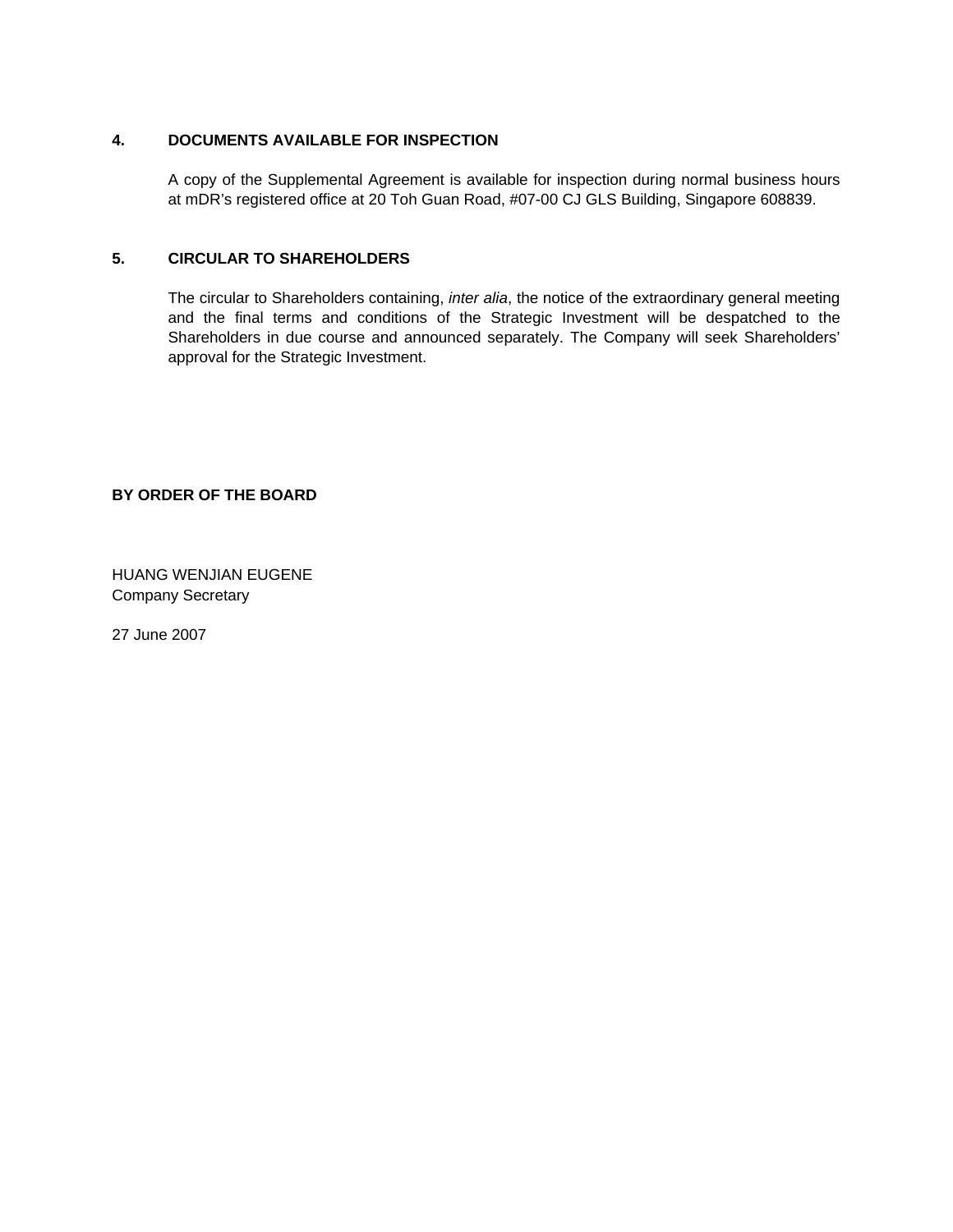## 4. DOCUMENTS AVAILABLE FOR INSPECTION

A copy of the Supplemental Agreement is available for inspection during normal business hours at mDR's registered office at 20 Toh Guan Road, #07-00 CJ GLS Building, Singapore 608839.

## 5. CIRCULAR TO SHAREHOLDERS

The circular to Shareholders containing, *inter alia*, the notice of the extraordinary general meeting and the final terms and conditions of the Strategic Investment will be despatched to the Shareholders in due course and announced separately. The Company will seek Shareholders' approval for the Strategic Investment.

**BY ORDER OF THE BOARD**

HUANG WENJIAN EUGENE
Company Secretary

27 June 2007